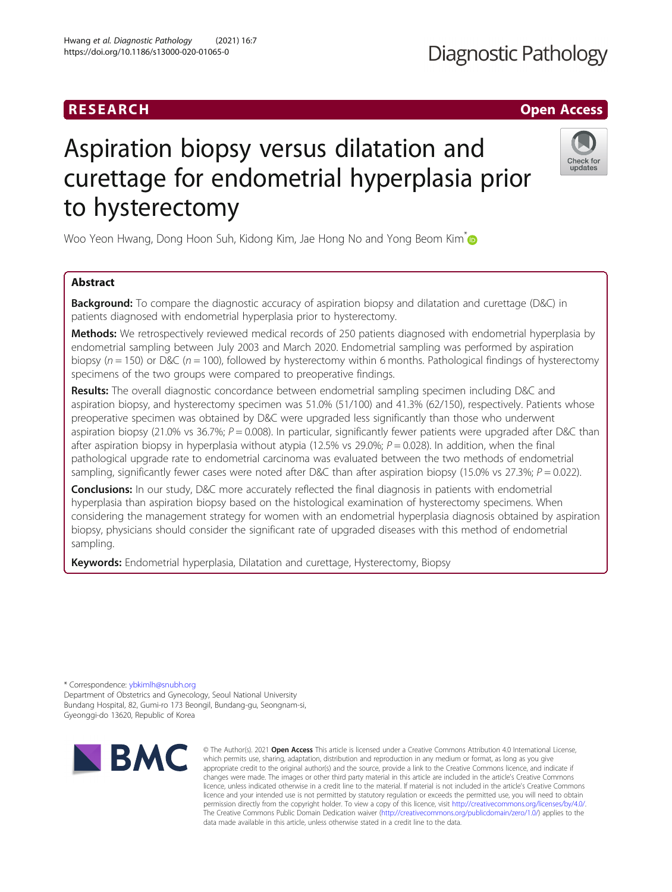RESEARCH

Open Access

# Aspiration biopsy versus dilatation and curettage for endometrial hyperplasia prior to hysterectomy

Woo Yeon Hwang, Dong Hoon Suh, Kidong Kim, Jae Hong No and Yong Beom Kim*

## Abstract

**Background:** To compare the diagnostic accuracy of aspiration biopsy and dilatation and curettage (D&C) in patients diagnosed with endometrial hyperplasia prior to hysterectomy.

**Methods:** We retrospectively reviewed medical records of 250 patients diagnosed with endometrial hyperplasia by endometrial sampling between July 2003 and March 2020. Endometrial sampling was performed by aspiration biopsy ($n = 150$) or D&C ($n = 100$), followed by hysterectomy within 6 months. Pathological findings of hysterectomy specimens of the two groups were compared to preoperative findings.

**Results:** The overall diagnostic concordance between endometrial sampling specimen including D&C and aspiration biopsy, and hysterectomy specimen was 51.0% (51/100) and 41.3% (62/150), respectively. Patients whose preoperative specimen was obtained by D&C were upgraded less significantly than those who underwent aspiration biopsy (21.0% vs 36.7%; $P = 0.008$). In particular, significantly fewer patients were upgraded after D&C than after aspiration biopsy in hyperplasia without atypia (12.5% vs 29.0%; $P = 0.028$). In addition, when the final pathological upgrade rate to endometrial carcinoma was evaluated between the two methods of endometrial sampling, significantly fewer cases were noted after D&C than after aspiration biopsy (15.0% vs 27.3%; $P = 0.022$).

**Conclusions:** In our study, D&C more accurately reflected the final diagnosis in patients with endometrial hyperplasia than aspiration biopsy based on the histological examination of hysterectomy specimens. When considering the management strategy for women with an endometrial hyperplasia diagnosis obtained by aspiration biopsy, physicians should consider the significant rate of upgraded diseases with this method of endometrial sampling.

**Keywords:** Endometrial hyperplasia, Dilatation and curettage, Hysterectomy, Biopsy

* Correspondence: ybkimlh@snubh.org
Department of Obstetrics and Gynecology, Seoul National University Bundang Hospital, 82, Gumi-ro 173 Beongil, Bundang-gu, Seongnam-si, Gyeonggi-do 13620, Republic of Korea

© The Author(s). 2021 **Open Access** This article is licensed under a Creative Commons Attribution 4.0 International License, which permits use, sharing, adaptation, distribution and reproduction in any medium or format, as long as you give appropriate credit to the original author(s) and the source, provide a link to the Creative Commons licence, and indicate if changes were made. The images or other third party material in this article are included in the article's Creative Commons licence, unless indicated otherwise in a credit line to the material. If material is not included in the article's Creative Commons licence and your intended use is not permitted by statutory regulation or exceeds the permitted use, you will need to obtain permission directly from the copyright holder. To view a copy of this licence, visit http://creativecommons.org/licenses/by/4.0/. The Creative Commons Public Domain Dedication waiver (http://creativecommons.org/publicdomain/zero/1.0/) applies to the data made available in this article, unless otherwise stated in a credit line to the data.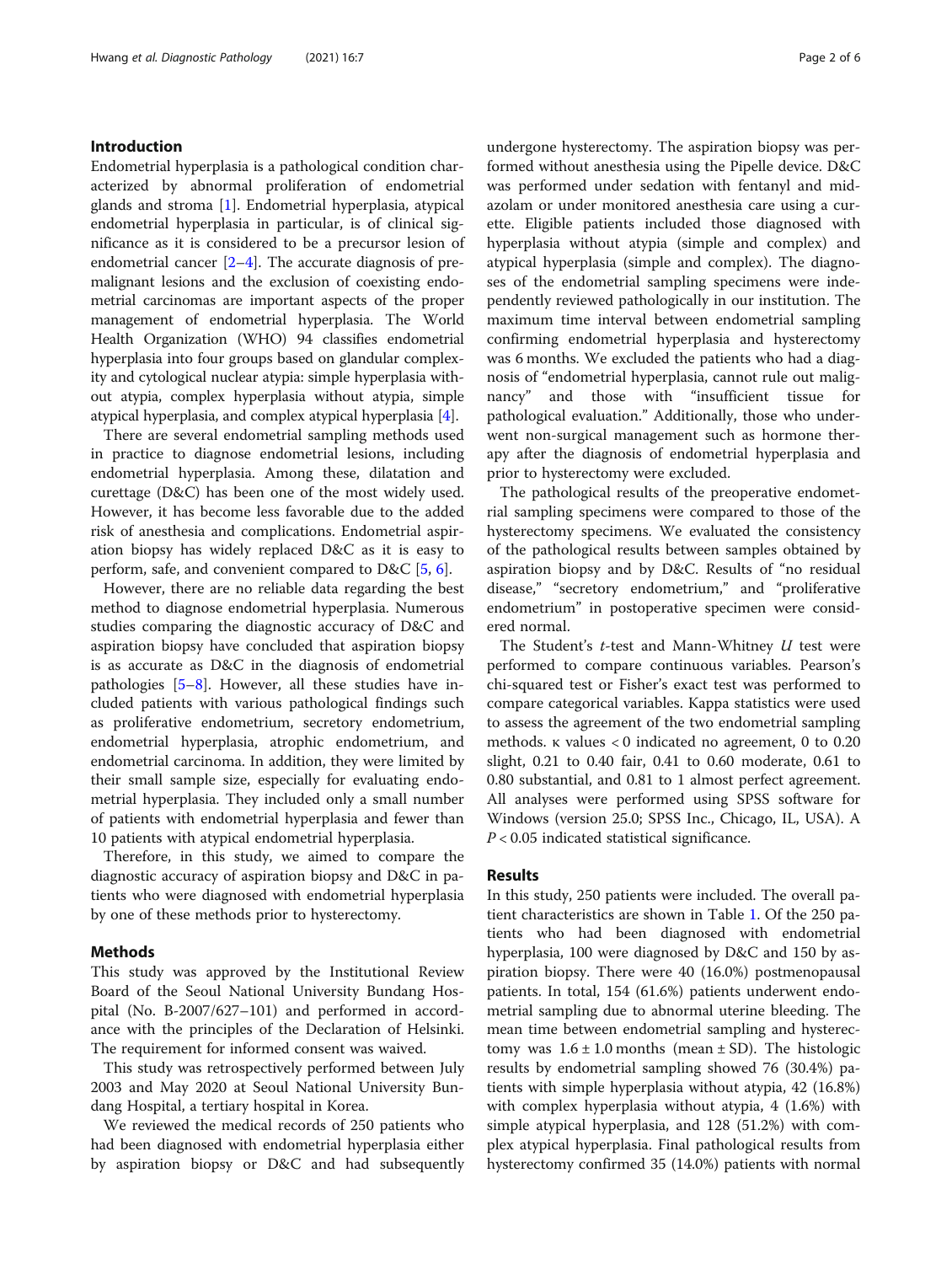## Introduction

Endometrial hyperplasia is a pathological condition characterized by abnormal proliferation of endometrial glands and stroma [1]. Endometrial hyperplasia, atypical endometrial hyperplasia in particular, is of clinical significance as it is considered to be a precursor lesion of endometrial cancer [2–4]. The accurate diagnosis of premalignant lesions and the exclusion of coexisting endometrial carcinomas are important aspects of the proper management of endometrial hyperplasia. The World Health Organization (WHO) 94 classifies endometrial hyperplasia into four groups based on glandular complexity and cytological nuclear atypia: simple hyperplasia without atypia, complex hyperplasia without atypia, simple atypical hyperplasia, and complex atypical hyperplasia [4].

There are several endometrial sampling methods used in practice to diagnose endometrial lesions, including endometrial hyperplasia. Among these, dilatation and curettage (D&C) has been one of the most widely used. However, it has become less favorable due to the added risk of anesthesia and complications. Endometrial aspiration biopsy has widely replaced D&C as it is easy to perform, safe, and convenient compared to D&C [5, 6].

However, there are no reliable data regarding the best method to diagnose endometrial hyperplasia. Numerous studies comparing the diagnostic accuracy of D&C and aspiration biopsy have concluded that aspiration biopsy is as accurate as D&C in the diagnosis of endometrial pathologies [5–8]. However, all these studies have included patients with various pathological findings such as proliferative endometrium, secretory endometrium, endometrial hyperplasia, atrophic endometrium, and endometrial carcinoma. In addition, they were limited by their small sample size, especially for evaluating endometrial hyperplasia. They included only a small number of patients with endometrial hyperplasia and fewer than 10 patients with atypical endometrial hyperplasia.

Therefore, in this study, we aimed to compare the diagnostic accuracy of aspiration biopsy and D&C in patients who were diagnosed with endometrial hyperplasia by one of these methods prior to hysterectomy.

## Methods

This study was approved by the Institutional Review Board of the Seoul National University Bundang Hospital (No. B-2007/627–101) and performed in accordance with the principles of the Declaration of Helsinki. The requirement for informed consent was waived.

This study was retrospectively performed between July 2003 and May 2020 at Seoul National University Bundang Hospital, a tertiary hospital in Korea.

We reviewed the medical records of 250 patients who had been diagnosed with endometrial hyperplasia either by aspiration biopsy or D&C and had subsequently undergone hysterectomy. The aspiration biopsy was performed without anesthesia using the Pipelle device. D&C was performed under sedation with fentanyl and midazolam or under monitored anesthesia care using a curette. Eligible patients included those diagnosed with hyperplasia without atypia (simple and complex) and atypical hyperplasia (simple and complex). The diagnoses of the endometrial sampling specimens were independently reviewed pathologically in our institution. The maximum time interval between endometrial sampling confirming endometrial hyperplasia and hysterectomy was 6 months. We excluded the patients who had a diagnosis of "endometrial hyperplasia, cannot rule out malignancy" and those with "insufficient tissue for pathological evaluation." Additionally, those who underwent non-surgical management such as hormone therapy after the diagnosis of endometrial hyperplasia and prior to hysterectomy were excluded.

The pathological results of the preoperative endometrial sampling specimens were compared to those of the hysterectomy specimens. We evaluated the consistency of the pathological results between samples obtained by aspiration biopsy and by D&C. Results of "no residual disease," "secretory endometrium," and "proliferative endometrium" in postoperative specimen were considered normal.

The Student's *t*-test and Mann-Whitney *U* test were performed to compare continuous variables. Pearson's chi-squared test or Fisher's exact test was performed to compare categorical variables. Kappa statistics were used to assess the agreement of the two endometrial sampling methods. κ values < 0 indicated no agreement, 0 to 0.20 slight, 0.21 to 0.40 fair, 0.41 to 0.60 moderate, 0.61 to 0.80 substantial, and 0.81 to 1 almost perfect agreement. All analyses were performed using SPSS software for Windows (version 25.0; SPSS Inc., Chicago, IL, USA). A $P < 0.05$ indicated statistical significance.

## Results

In this study, 250 patients were included. The overall patient characteristics are shown in Table 1. Of the 250 patients who had been diagnosed with endometrial hyperplasia, 100 were diagnosed by D&C and 150 by aspiration biopsy. There were 40 (16.0%) postmenopausal patients. In total, 154 (61.6%) patients underwent endometrial sampling due to abnormal uterine bleeding. The mean time between endometrial sampling and hysterectomy was $1.6 \pm 1.0$ months (mean ± SD). The histologic results by endometrial sampling showed 76 (30.4%) patients with simple hyperplasia without atypia, 42 (16.8%) with complex hyperplasia without atypia, 4 (1.6%) with simple atypical hyperplasia, and 128 (51.2%) with complex atypical hyperplasia. Final pathological results from hysterectomy confirmed 35 (14.0%) patients with normal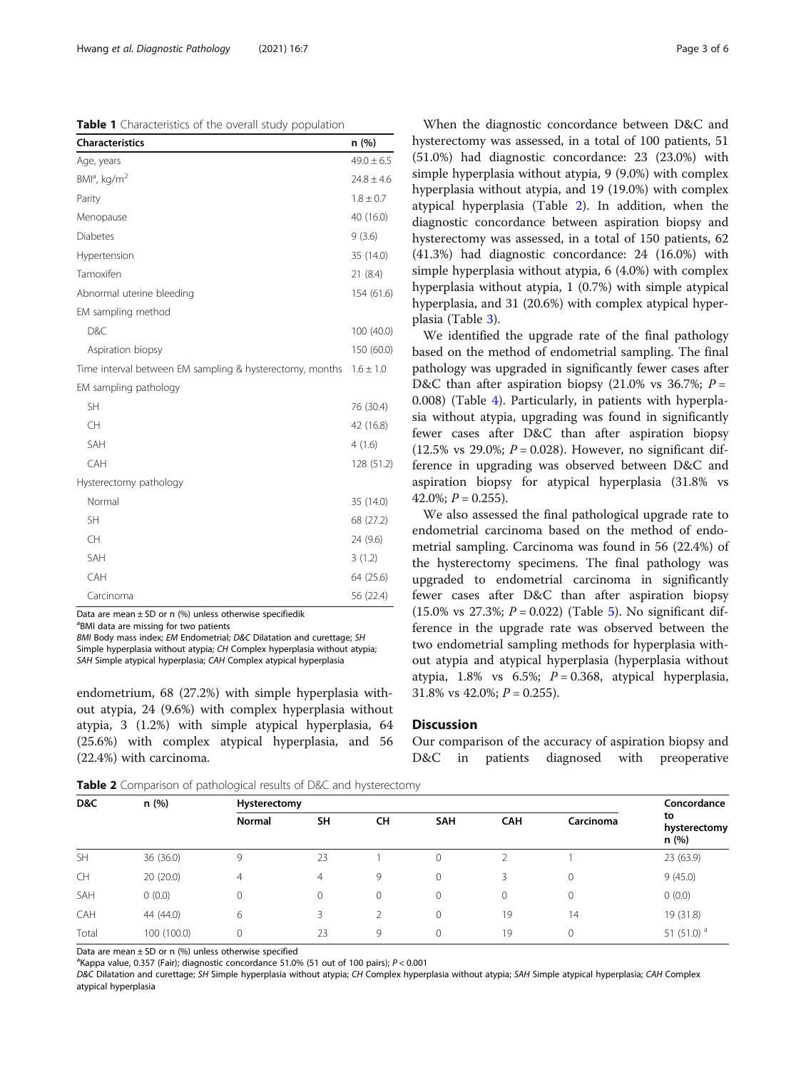**Table 1** Characteristics of the overall study population

| Characteristics | n (%) |
|---|---|
| Age, years | 49.0 ± 6.5 |
| BMI[a], kg/m$^2$ | 24.8 ± 4.6 |
| Parity | 1.8 ± 0.7 |
| Menopause | 40 (16.0) |
| Diabetes | 9 (3.6) |
| Hypertension | 35 (14.0) |
| Tamoxifen | 21 (8.4) |
| Abnormal uterine bleeding | 154 (61.6) |
| EM sampling method | |
| D&C | 100 (40.0) |
| Aspiration biopsy | 150 (60.0) |
| Time interval between EM sampling & hysterectomy, months | 1.6 ± 1.0 |
| EM sampling pathology | |
| SH | 76 (30.4) |
| CH | 42 (16.8) |
| SAH | 4 (1.6) |
| CAH | 128 (51.2) |
| Hysterectomy pathology | |
| Normal | 35 (14.0) |
| SH | 68 (27.2) |
| CH | 24 (9.6) |
| SAH | 3 (1.2) |
| CAH | 64 (25.6) |
| Carcinoma | 56 (22.4) |

Data are mean ± SD or n (%) unless otherwise specifiedik

[a]BMI data are missing for two patients

*BMI* Body mass index; *EM* Endometrial; *D&C* Dilatation and curettage; *SH* Simple hyperplasia without atypia; *CH* Complex hyperplasia without atypia; *SAH* Simple atypical hyperplasia; *CAH* Complex atypical hyperplasia

endometrium, 68 (27.2%) with simple hyperplasia without atypia, 24 (9.6%) with complex hyperplasia without atypia, 3 (1.2%) with simple atypical hyperplasia, 64 (25.6%) with complex atypical hyperplasia, and 56 (22.4%) with carcinoma.

When the diagnostic concordance between D&C and hysterectomy was assessed, in a total of 100 patients, 51 (51.0%) had diagnostic concordance: 23 (23.0%) with simple hyperplasia without atypia, 9 (9.0%) with complex hyperplasia without atypia, and 19 (19.0%) with complex atypical hyperplasia (Table 2). In addition, when the diagnostic concordance between aspiration biopsy and hysterectomy was assessed, in a total of 150 patients, 62 (41.3%) had diagnostic concordance: 24 (16.0%) with simple hyperplasia without atypia, 6 (4.0%) with complex hyperplasia without atypia, 1 (0.7%) with simple atypical hyperplasia, and 31 (20.6%) with complex atypical hyperplasia (Table 3).

We identified the upgrade rate of the final pathology based on the method of endometrial sampling. The final pathology was upgraded in significantly fewer cases after D&C than after aspiration biopsy (21.0% vs 36.7%; $P = 0.008$) (Table 4). Particularly, in patients with hyperplasia without atypia, upgrading was found in significantly fewer cases after D&C than after aspiration biopsy (12.5% vs 29.0%; $P = 0.028$). However, no significant difference in upgrading was observed between D&C and aspiration biopsy for atypical hyperplasia (31.8% vs 42.0%; $P = 0.255$).

We also assessed the final pathological upgrade rate to endometrial carcinoma based on the method of endometrial sampling. Carcinoma was found in 56 (22.4%) of the hysterectomy specimens. The final pathology was upgraded to endometrial carcinoma in significantly fewer cases after D&C than after aspiration biopsy (15.0% vs 27.3%; $P = 0.022$) (Table 5). No significant difference in the upgrade rate was observed between the two endometrial sampling methods for hyperplasia without atypia and atypical hyperplasia (hyperplasia without atypia, 1.8% vs 6.5%; $P = 0.368$, atypical hyperplasia, 31.8% vs 42.0%; $P = 0.255$).

## Discussion

Our comparison of the accuracy of aspiration biopsy and D&C in patients diagnosed with preoperative

**Table 2** Comparison of pathological results of D&C and hysterectomy

| D&C | n (%) | Hysterectomy | | | | | | Concordance to hysterectomy n (%) |
|---|---|---|---|---|---|---|---|---|
| | | Normal | SH | CH | SAH | CAH | Carcinoma | |
| SH | 36 (36.0) | 9 | 23 | 1 | 0 | 2 | 1 | 23 (63.9) |
| CH | 20 (20.0) | 4 | 4 | 9 | 0 | 3 | 0 | 9 (45.0) |
| SAH | 0 (0.0) | 0 | 0 | 0 | 0 | 0 | 0 | 0 (0.0) |
| CAH | 44 (44.0) | 6 | 3 | 2 | 0 | 19 | 14 | 19 (31.8) |
| Total | 100 (100.0) | 0 | 23 | 9 | 0 | 19 | 0 | 51 (51.0) [a] |

Data are mean ± SD or n (%) unless otherwise specified

[a]Kappa value, 0.357 (Fair); diagnostic concordance 51.0% (51 out of 100 pairs); $P < 0.001$

*D&C* Dilatation and curettage; *SH* Simple hyperplasia without atypia; *CH* Complex hyperplasia without atypia; *SAH* Simple atypical hyperplasia; *CAH* Complex atypical hyperplasia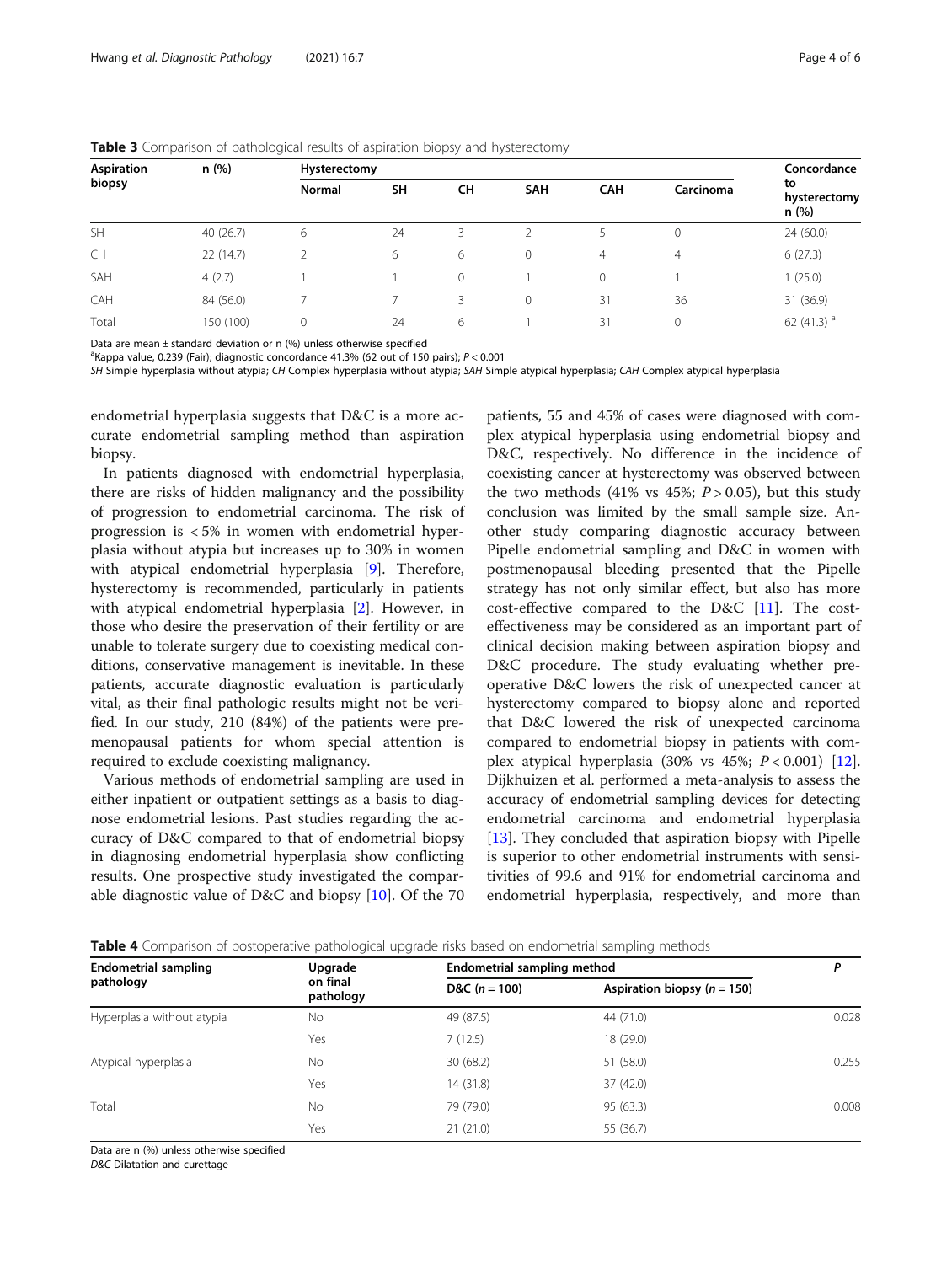**Table 3** Comparison of pathological results of aspiration biopsy and hysterectomy

| Aspiration biopsy | n (%) | Hysterectomy | | | | | | Concordance to hysterectomy n (%) |
|---|---|---|---|---|---|---|---|---|
| | | Normal | SH | CH | SAH | CAH | Carcinoma | |
| SH | 40 (26.7) | 6 | 24 | 3 | 2 | 5 | 0 | 24 (60.0) |
| CH | 22 (14.7) | 2 | 6 | 6 | 0 | 4 | 4 | 6 (27.3) |
| SAH | 4 (2.7) | 1 | 1 | 0 | 1 | 0 | 1 | 1 (25.0) |
| CAH | 84 (56.0) | 7 | 7 | 3 | 0 | 31 | 36 | 31 (36.9) |
| Total | 150 (100) | 0 | 24 | 6 | 1 | 31 | 0 | 62 (41.3) [a] |

Data are mean ± standard deviation or n (%) unless otherwise specified

[a]Kappa value, 0.239 (Fair); diagnostic concordance 41.3% (62 out of 150 pairs); $P < 0.001$

*SH* Simple hyperplasia without atypia; *CH* Complex hyperplasia without atypia; *SAH* Simple atypical hyperplasia; *CAH* Complex atypical hyperplasia

endometrial hyperplasia suggests that D&C is a more accurate endometrial sampling method than aspiration biopsy.

In patients diagnosed with endometrial hyperplasia, there are risks of hidden malignancy and the possibility of progression to endometrial carcinoma. The risk of progression is < 5% in women with endometrial hyperplasia without atypia but increases up to 30% in women with atypical endometrial hyperplasia [9]. Therefore, hysterectomy is recommended, particularly in patients with atypical endometrial hyperplasia [2]. However, in those who desire the preservation of their fertility or are unable to tolerate surgery due to coexisting medical conditions, conservative management is inevitable. In these patients, accurate diagnostic evaluation is particularly vital, as their final pathologic results might not be verified. In our study, 210 (84%) of the patients were premenopausal patients for whom special attention is required to exclude coexisting malignancy.

Various methods of endometrial sampling are used in either inpatient or outpatient settings as a basis to diagnose endometrial lesions. Past studies regarding the accuracy of D&C compared to that of endometrial biopsy in diagnosing endometrial hyperplasia show conflicting results. One prospective study investigated the comparable diagnostic value of D&C and biopsy [10]. Of the 70 patients, 55 and 45% of cases were diagnosed with complex atypical hyperplasia using endometrial biopsy and D&C, respectively. No difference in the incidence of coexisting cancer at hysterectomy was observed between the two methods (41% vs 45%; $P > 0.05$), but this study conclusion was limited by the small sample size. Another study comparing diagnostic accuracy between Pipelle endometrial sampling and D&C in women with postmenopausal bleeding presented that the Pipelle strategy has not only similar effect, but also has more cost-effective compared to the D&C [11]. The cost-effectiveness may be considered as an important part of clinical decision making between aspiration biopsy and D&C procedure. The study evaluating whether preoperative D&C lowers the risk of unexpected cancer at hysterectomy compared to biopsy alone and reported that D&C lowered the risk of unexpected carcinoma compared to endometrial biopsy in patients with complex atypical hyperplasia (30% vs 45%; $P < 0.001$) [12]. Dijkhuizen et al. performed a meta-analysis to assess the accuracy of endometrial sampling devices for detecting endometrial carcinoma and endometrial hyperplasia [13]. They concluded that aspiration biopsy with Pipelle is superior to other endometrial instruments with sensitivities of 99.6 and 91% for endometrial carcinoma and endometrial hyperplasia, respectively, and more than

**Table 4** Comparison of postoperative pathological upgrade risks based on endometrial sampling methods

| Endometrial sampling pathology | Upgrade on final pathology | Endometrial sampling method | | P |
|---|---|---|---|---|
| | | D&C (n = 100) | Aspiration biopsy (n = 150) | |
| Hyperplasia without atypia | No | 49 (87.5) | 44 (71.0) | 0.028 |
| | Yes | 7 (12.5) | 18 (29.0) | |
| Atypical hyperplasia | No | 30 (68.2) | 51 (58.0) | 0.255 |
| | Yes | 14 (31.8) | 37 (42.0) | |
| Total | No | 79 (79.0) | 95 (63.3) | 0.008 |
| | Yes | 21 (21.0) | 55 (36.7) | |

Data are n (%) unless otherwise specified

*D&C* Dilatation and curettage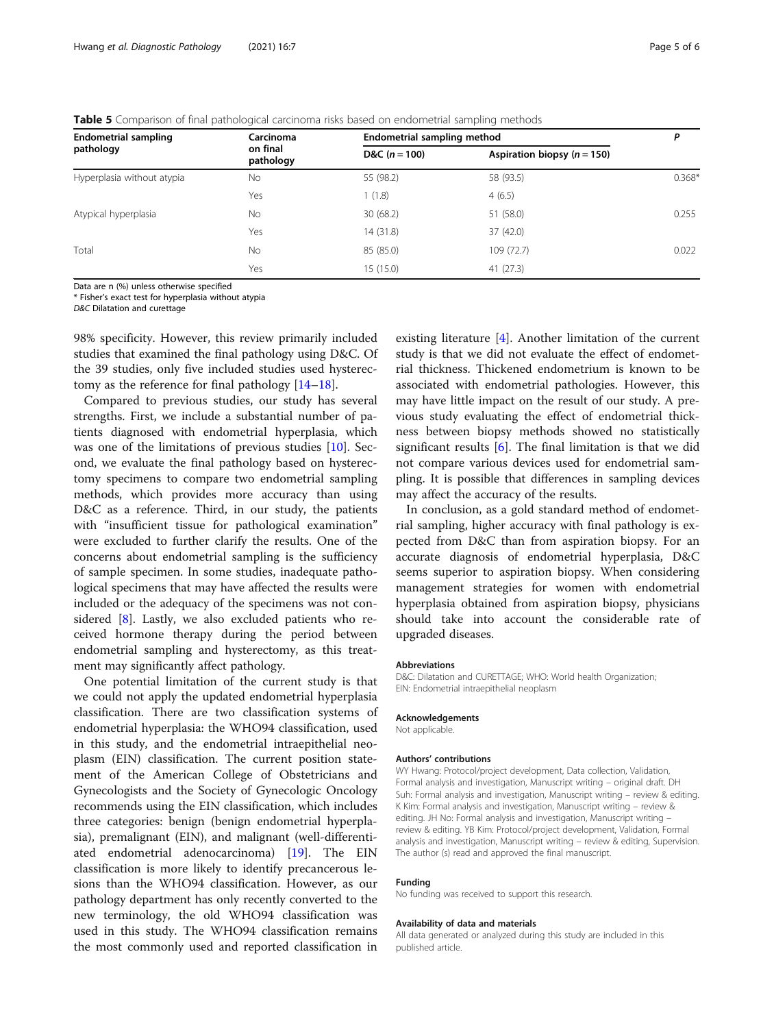**Table 5** Comparison of final pathological carcinoma risks based on endometrial sampling methods

| Endometrial sampling pathology | Carcinoma on final pathology | Endometrial sampling method | | P |
|---|---|---|---|---|
| | | D&C ($n = 100$) | Aspiration biopsy ($n = 150$) | |
| Hyperplasia without atypia | No | 55 (98.2) | 58 (93.5) | 0.368* |
| | Yes | 1 (1.8) | 4 (6.5) | |
| Atypical hyperplasia | No | 30 (68.2) | 51 (58.0) | 0.255 |
| | Yes | 14 (31.8) | 37 (42.0) | |
| Total | No | 85 (85.0) | 109 (72.7) | 0.022 |
| | Yes | 15 (15.0) | 41 (27.3) | |

Data are n (%) unless otherwise specified
* Fisher's exact test for hyperplasia without atypia
*D&C* Dilatation and curettage

98% specificity. However, this review primarily included studies that examined the final pathology using D&C. Of the 39 studies, only five included studies used hysterectomy as the reference for final pathology [14–18].

Compared to previous studies, our study has several strengths. First, we include a substantial number of patients diagnosed with endometrial hyperplasia, which was one of the limitations of previous studies [10]. Second, we evaluate the final pathology based on hysterectomy specimens to compare two endometrial sampling methods, which provides more accuracy than using D&C as a reference. Third, in our study, the patients with "insufficient tissue for pathological examination" were excluded to further clarify the results. One of the concerns about endometrial sampling is the sufficiency of sample specimen. In some studies, inadequate pathological specimens that may have affected the results were included or the adequacy of the specimens was not considered [8]. Lastly, we also excluded patients who received hormone therapy during the period between endometrial sampling and hysterectomy, as this treatment may significantly affect pathology.

One potential limitation of the current study is that we could not apply the updated endometrial hyperplasia classification. There are two classification systems of endometrial hyperplasia: the WHO94 classification, used in this study, and the endometrial intraepithelial neoplasm (EIN) classification. The current position statement of the American College of Obstetricians and Gynecologists and the Society of Gynecologic Oncology recommends using the EIN classification, which includes three categories: benign (benign endometrial hyperplasia), premalignant (EIN), and malignant (well-differentiated endometrial adenocarcinoma) [19]. The EIN classification is more likely to identify precancerous lesions than the WHO94 classification. However, as our pathology department has only recently converted to the new terminology, the old WHO94 classification was used in this study. The WHO94 classification remains the most commonly used and reported classification in existing literature [4]. Another limitation of the current study is that we did not evaluate the effect of endometrial thickness. Thickened endometrium is known to be associated with endometrial pathologies. However, this may have little impact on the result of our study. A previous study evaluating the effect of endometrial thickness between biopsy methods showed no statistically significant results [6]. The final limitation is that we did not compare various devices used for endometrial sampling. It is possible that differences in sampling devices may affect the accuracy of the results.

In conclusion, as a gold standard method of endometrial sampling, higher accuracy with final pathology is expected from D&C than from aspiration biopsy. For an accurate diagnosis of endometrial hyperplasia, D&C seems superior to aspiration biopsy. When considering management strategies for women with endometrial hyperplasia obtained from aspiration biopsy, physicians should take into account the considerable rate of upgraded diseases.

#### Abbreviations

D&C: Dilatation and CURETTAGE; WHO: World health Organization; EIN: Endometrial intraepithelial neoplasm

#### Acknowledgements

Not applicable.

#### Authors' contributions

WY Hwang: Protocol/project development, Data collection, Validation, Formal analysis and investigation, Manuscript writing – original draft. DH Suh: Formal analysis and investigation, Manuscript writing – review & editing. K Kim: Formal analysis and investigation, Manuscript writing – review & editing. JH No: Formal analysis and investigation, Manuscript writing – review & editing. YB Kim: Protocol/project development, Validation, Formal analysis and investigation, Manuscript writing – review & editing, Supervision. The author (s) read and approved the final manuscript.

#### Funding

No funding was received to support this research.

#### Availability of data and materials

All data generated or analyzed during this study are included in this published article.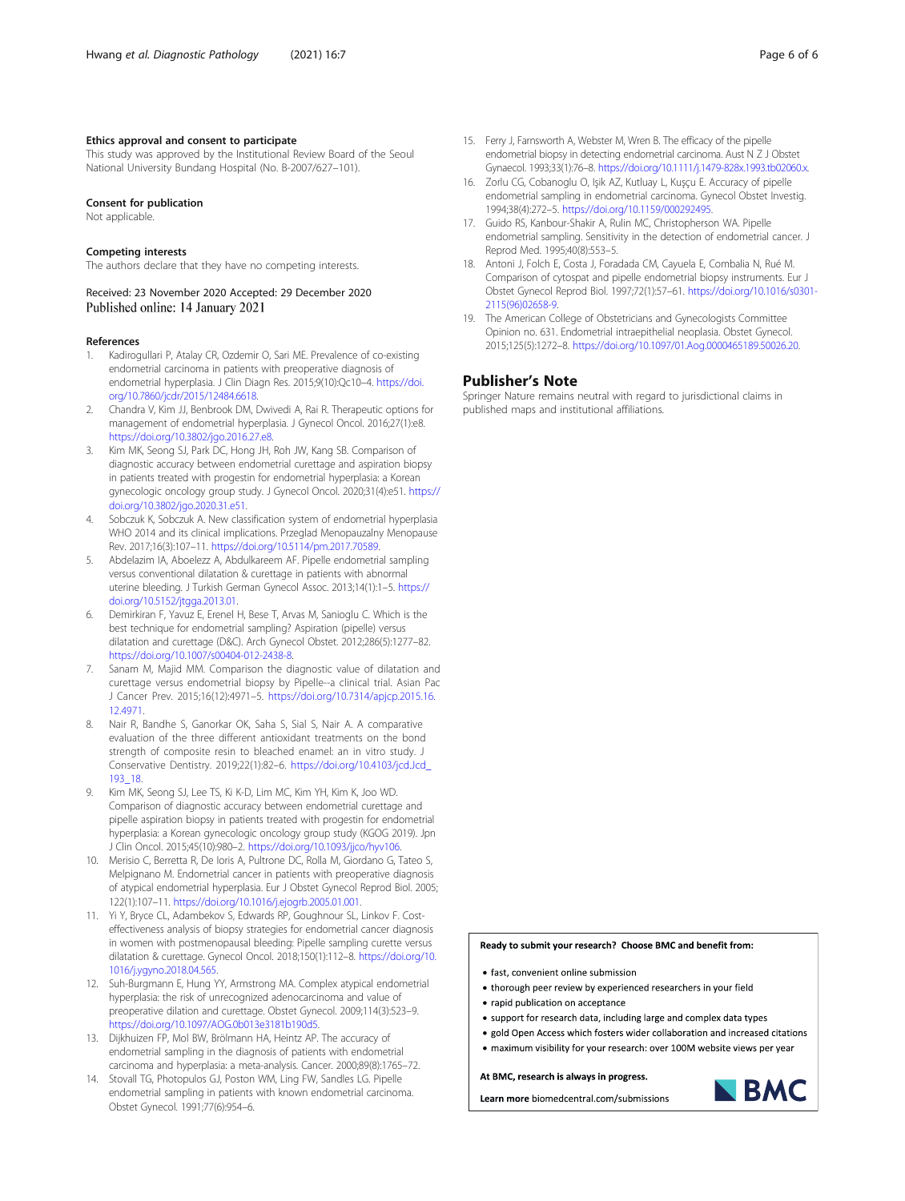### Ethics approval and consent to participate

This study was approved by the Institutional Review Board of the Seoul National University Bundang Hospital (No. B-2007/627–101).

### Consent for publication

Not applicable.

### Competing interests

The authors declare that they have no competing interests.

Received: 23 November 2020 Accepted: 29 December 2020
Published online: 14 January 2021

### References

1. Kadirogullari P, Atalay CR, Ozdemir O, Sari ME. Prevalence of co-existing endometrial carcinoma in patients with preoperative diagnosis of endometrial hyperplasia. J Clin Diagn Res. 2015;9(10):Qc10–4. https://doi.org/10.7860/jcdr/2015/12484.6618.
2. Chandra V, Kim JJ, Benbrook DM, Dwivedi A, Rai R. Therapeutic options for management of endometrial hyperplasia. J Gynecol Oncol. 2016;27(1):e8. https://doi.org/10.3802/jgo.2016.27.e8.
3. Kim MK, Seong SJ, Park DC, Hong JH, Roh JW, Kang SB. Comparison of diagnostic accuracy between endometrial curettage and aspiration biopsy in patients treated with progestin for endometrial hyperplasia: a Korean gynecologic oncology group study. J Gynecol Oncol. 2020;31(4):e51. https://doi.org/10.3802/jgo.2020.31.e51.
4. Sobczuk K, Sobczuk A. New classification system of endometrial hyperplasia WHO 2014 and its clinical implications. Przeglad Menopauzalny Menopause Rev. 2017;16(3):107–11. https://doi.org/10.5114/pm.2017.70589.
5. Abdelazim IA, Aboelezz A, Abdulkareem AF. Pipelle endometrial sampling versus conventional dilatation & curettage in patients with abnormal uterine bleeding. J Turkish German Gynecol Assoc. 2013;14(1):1–5. https://doi.org/10.5152/jtgga.2013.01.
6. Demirkiran F, Yavuz E, Erenel H, Bese T, Arvas M, Sanioglu C. Which is the best technique for endometrial sampling? Aspiration (pipelle) versus dilatation and curettage (D&C). Arch Gynecol Obstet. 2012;286(5):1277–82. https://doi.org/10.1007/s00404-012-2438-8.
7. Sanam M, Majid MM. Comparison the diagnostic value of dilatation and curettage versus endometrial biopsy by Pipelle--a clinical trial. Asian Pac J Cancer Prev. 2015;16(12):4971–5. https://doi.org/10.7314/apjcp.2015.16.12.4971.
8. Nair R, Bandhe S, Ganorkar OK, Saha S, Sial S, Nair A. A comparative evaluation of the three different antioxidant treatments on the bond strength of composite resin to bleached enamel: an in vitro study. J Conservative Dentistry. 2019;22(1):82–6. https://doi.org/10.4103/jcd.Jcd_193_18.
9. Kim MK, Seong SJ, Lee TS, Ki K-D, Lim MC, Kim YH, Kim K, Joo WD. Comparison of diagnostic accuracy between endometrial curettage and pipelle aspiration biopsy in patients treated with progestin for endometrial hyperplasia: a Korean gynecologic oncology group study (KGOG 2019). Jpn J Clin Oncol. 2015;45(10):980–2. https://doi.org/10.1093/jjco/hyv106.
10. Merisio C, Berretta R, De Ioris A, Pultrone DC, Rolla M, Giordano G, Tateo S, Melpignano M. Endometrial cancer in patients with preoperative diagnosis of atypical endometrial hyperplasia. Eur J Obstet Gynecol Reprod Biol. 2005;122(1):107–11. https://doi.org/10.1016/j.ejogrb.2005.01.001.
11. Yi Y, Bryce CL, Adambekov S, Edwards RP, Goughnour SL, Linkov F. Cost-effectiveness analysis of biopsy strategies for endometrial cancer diagnosis in women with postmenopausal bleeding: Pipelle sampling curette versus dilatation & curettage. Gynecol Oncol. 2018;150(1):112–8. https://doi.org/10.1016/j.ygyno.2018.04.565.
12. Suh-Burgmann E, Hung YY, Armstrong MA. Complex atypical endometrial hyperplasia: the risk of unrecognized adenocarcinoma and value of preoperative dilation and curettage. Obstet Gynecol. 2009;114(3):523–9. https://doi.org/10.1097/AOG.0b013e3181b190d5.
13. Dijkhuizen FP, Mol BW, Brölmann HA, Heintz AP. The accuracy of endometrial sampling in the diagnosis of patients with endometrial carcinoma and hyperplasia: a meta-analysis. Cancer. 2000;89(8):1765–72.
14. Stovall TG, Photopulos GJ, Poston WM, Ling FW, Sandles LG. Pipelle endometrial sampling in patients with known endometrial carcinoma. Obstet Gynecol. 1991;77(6):954–6.
15. Ferry J, Farnsworth A, Webster M, Wren B. The efficacy of the pipelle endometrial biopsy in detecting endometrial carcinoma. Aust N Z J Obstet Gynaecol. 1993;33(1):76–8. https://doi.org/10.1111/j.1479-828x.1993.tb02060.x.
16. Zorlu CG, Cobanoglu O, Işik AZ, Kutluay L, Kuşçu E. Accuracy of pipelle endometrial sampling in endometrial carcinoma. Gynecol Obstet Investig. 1994;38(4):272–5. https://doi.org/10.1159/000292495.
17. Guido RS, Kanbour-Shakir A, Rulin MC, Christopherson WA. Pipelle endometrial sampling. Sensitivity in the detection of endometrial cancer. J Reprod Med. 1995;40(8):553–5.
18. Antoni J, Folch E, Costa J, Foradada CM, Cayuela E, Combalia N, Rué M. Comparison of cytospat and pipelle endometrial biopsy instruments. Eur J Obstet Gynecol Reprod Biol. 1997;72(1):57–61. https://doi.org/10.1016/s0301-2115(96)02658-9.
19. The American College of Obstetricians and Gynecologists Committee Opinion no. 631. Endometrial intraepithelial neoplasia. Obstet Gynecol. 2015;125(5):1272–8. https://doi.org/10.1097/01.Aog.0000465189.50026.20.

## Publisher's Note

Springer Nature remains neutral with regard to jurisdictional claims in published maps and institutional affiliations.

**Ready to submit your research? Choose BMC and benefit from:**

- fast, convenient online submission
- thorough peer review by experienced researchers in your field
- rapid publication on acceptance
- support for research data, including large and complex data types
- gold Open Access which fosters wider collaboration and increased citations
- maximum visibility for your research: over 100M website views per year

**At BMC, research is always in progress.**

**Learn more** biomedcentral.com/submissions

BMC